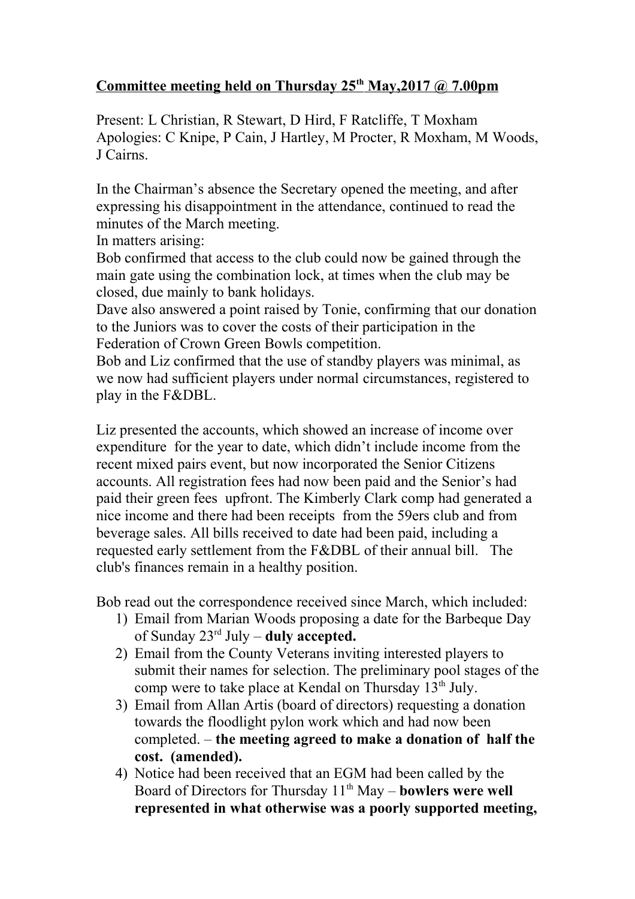**Committee meeting held on Thursday 25th May,2017 @ 7.00pm**

Present: L Christian, R Stewart, D Hird, F Ratcliffe, T Moxham
Apologies: C Knipe, P Cain, J Hartley, M Procter, R Moxham, M Woods, J Cairns.

In the Chairman's absence the Secretary opened the meeting, and after expressing his disappointment in the attendance, continued to read the minutes of the March meeting.
In matters arising:
Bob confirmed that access to the club could now be gained through the main gate using the combination lock, at times when the club may be closed, due mainly to bank holidays.
Dave also answered a point raised by Tonie, confirming that our donation to the Juniors was to cover the costs of their participation in the Federation of Crown Green Bowls competition.
Bob and Liz confirmed that the use of standby players was minimal, as we now had sufficient players under normal circumstances, registered to play in the F&DBL.

Liz presented the accounts, which showed an increase of income over expenditure for the year to date, which didn't include income from the recent mixed pairs event, but now incorporated the Senior Citizens accounts. All registration fees had now been paid and the Senior's had paid their green fees upfront. The Kimberly Clark comp had generated a nice income and there had been receipts from the 59ers club and from beverage sales. All bills received to date had been paid, including a requested early settlement from the F&DBL of their annual bill. The club's finances remain in a healthy position.

Bob read out the correspondence received since March, which included:

1) Email from Marian Woods proposing a date for the Barbeque Day of Sunday 23rd July – **duly accepted.**
2) Email from the County Veterans inviting interested players to submit their names for selection. The preliminary pool stages of the comp were to take place at Kendal on Thursday 13th July.
3) Email from Allan Artis (board of directors) requesting a donation towards the floodlight pylon work which and had now been completed. – **the meeting agreed to make a donation of half the cost. (amended).**
4) Notice had been received that an EGM had been called by the Board of Directors for Thursday 11th May – **bowlers were well represented in what otherwise was a poorly supported meeting,**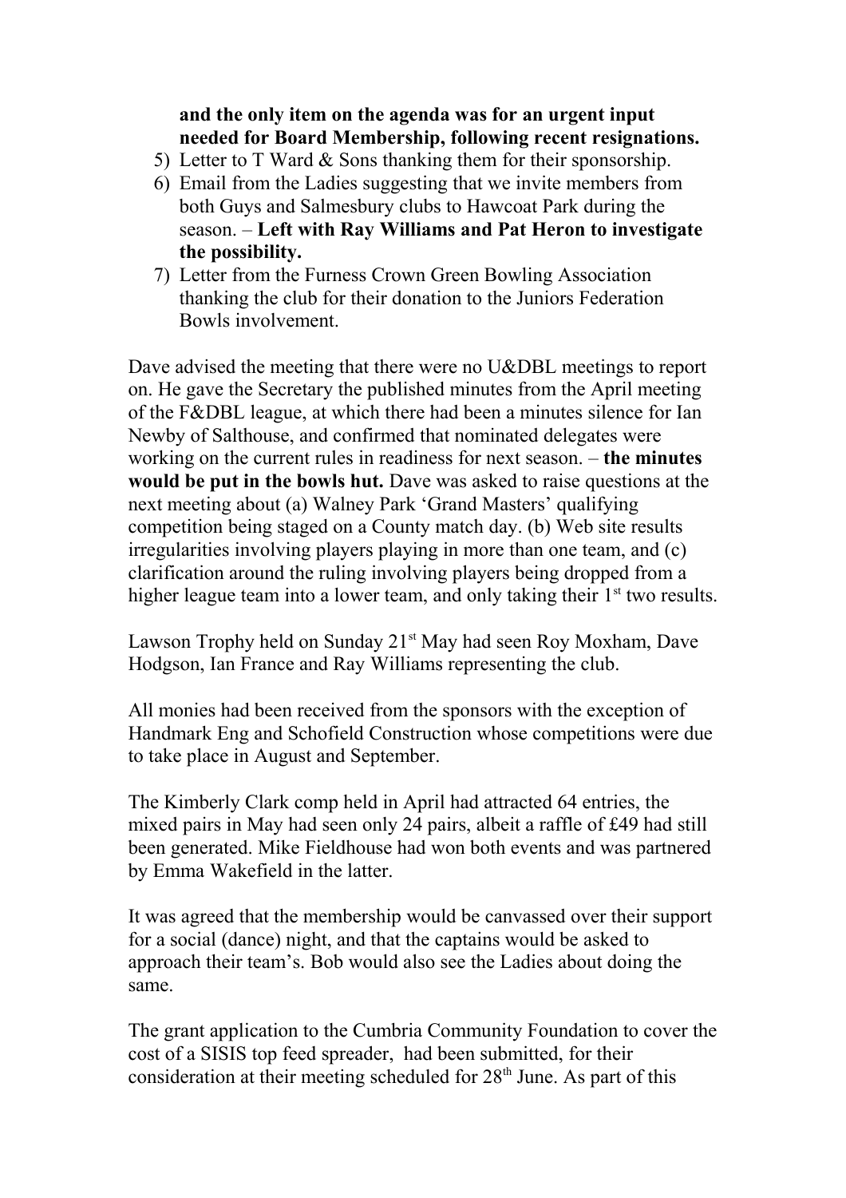**and the only item on the agenda was for an urgent input needed for Board Membership, following recent resignations.**

5) Letter to T Ward & Sons thanking them for their sponsorship.
6) Email from the Ladies suggesting that we invite members from both Guys and Salmesbury clubs to Hawcoat Park during the season. – **Left with Ray Williams and Pat Heron to investigate the possibility.**
7) Letter from the Furness Crown Green Bowling Association thanking the club for their donation to the Juniors Federation Bowls involvement.

Dave advised the meeting that there were no U&DBL meetings to report on. He gave the Secretary the published minutes from the April meeting of the F&DBL league, at which there had been a minutes silence for Ian Newby of Salthouse, and confirmed that nominated delegates were working on the current rules in readiness for next season. – **the minutes would be put in the bowls hut.** Dave was asked to raise questions at the next meeting about (a) Walney Park 'Grand Masters' qualifying competition being staged on a County match day. (b) Web site results irregularities involving players playing in more than one team, and (c) clarification around the ruling involving players being dropped from a higher league team into a lower team, and only taking their 1st two results.

Lawson Trophy held on Sunday 21st May had seen Roy Moxham, Dave Hodgson, Ian France and Ray Williams representing the club.

All monies had been received from the sponsors with the exception of Handmark Eng and Schofield Construction whose competitions were due to take place in August and September.

The Kimberly Clark comp held in April had attracted 64 entries, the mixed pairs in May had seen only 24 pairs, albeit a raffle of £49 had still been generated. Mike Fieldhouse had won both events and was partnered by Emma Wakefield in the latter.

It was agreed that the membership would be canvassed over their support for a social (dance) night, and that the captains would be asked to approach their team's. Bob would also see the Ladies about doing the same.

The grant application to the Cumbria Community Foundation to cover the cost of a SISIS top feed spreader, had been submitted, for their consideration at their meeting scheduled for 28th June. As part of this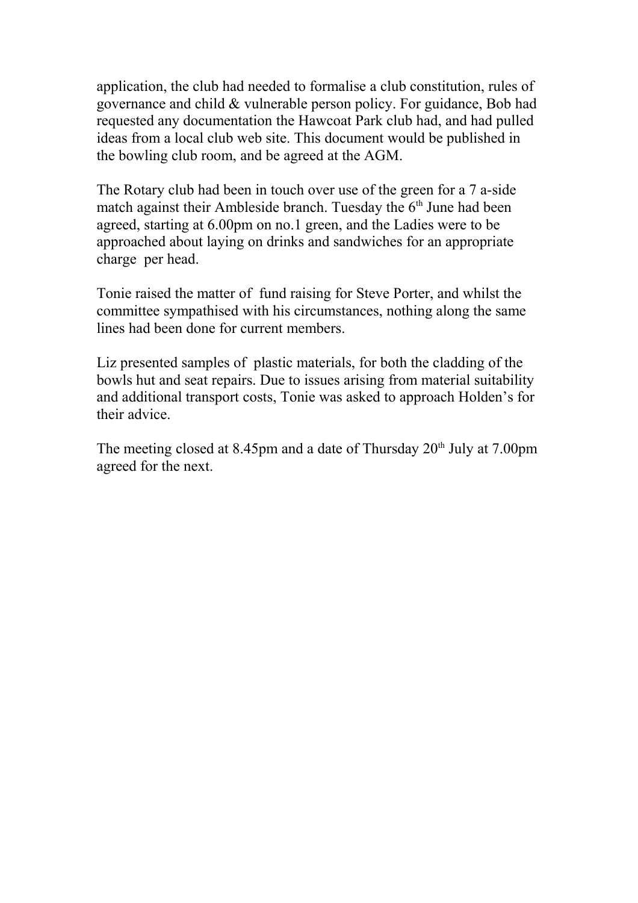application, the club had needed to formalise a club constitution, rules of governance and child & vulnerable person policy. For guidance, Bob had requested any documentation the Hawcoat Park club had, and had pulled ideas from a local club web site. This document would be published in the bowling club room, and be agreed at the AGM.

The Rotary club had been in touch over use of the green for a 7 a-side match against their Ambleside branch. Tuesday the 6th June had been agreed, starting at 6.00pm on no.1 green, and the Ladies were to be approached about laying on drinks and sandwiches for an appropriate charge per head.

Tonie raised the matter of fund raising for Steve Porter, and whilst the committee sympathised with his circumstances, nothing along the same lines had been done for current members.

Liz presented samples of plastic materials, for both the cladding of the bowls hut and seat repairs. Due to issues arising from material suitability and additional transport costs, Tonie was asked to approach Holden's for their advice.

The meeting closed at 8.45pm and a date of Thursday 20th July at 7.00pm agreed for the next.